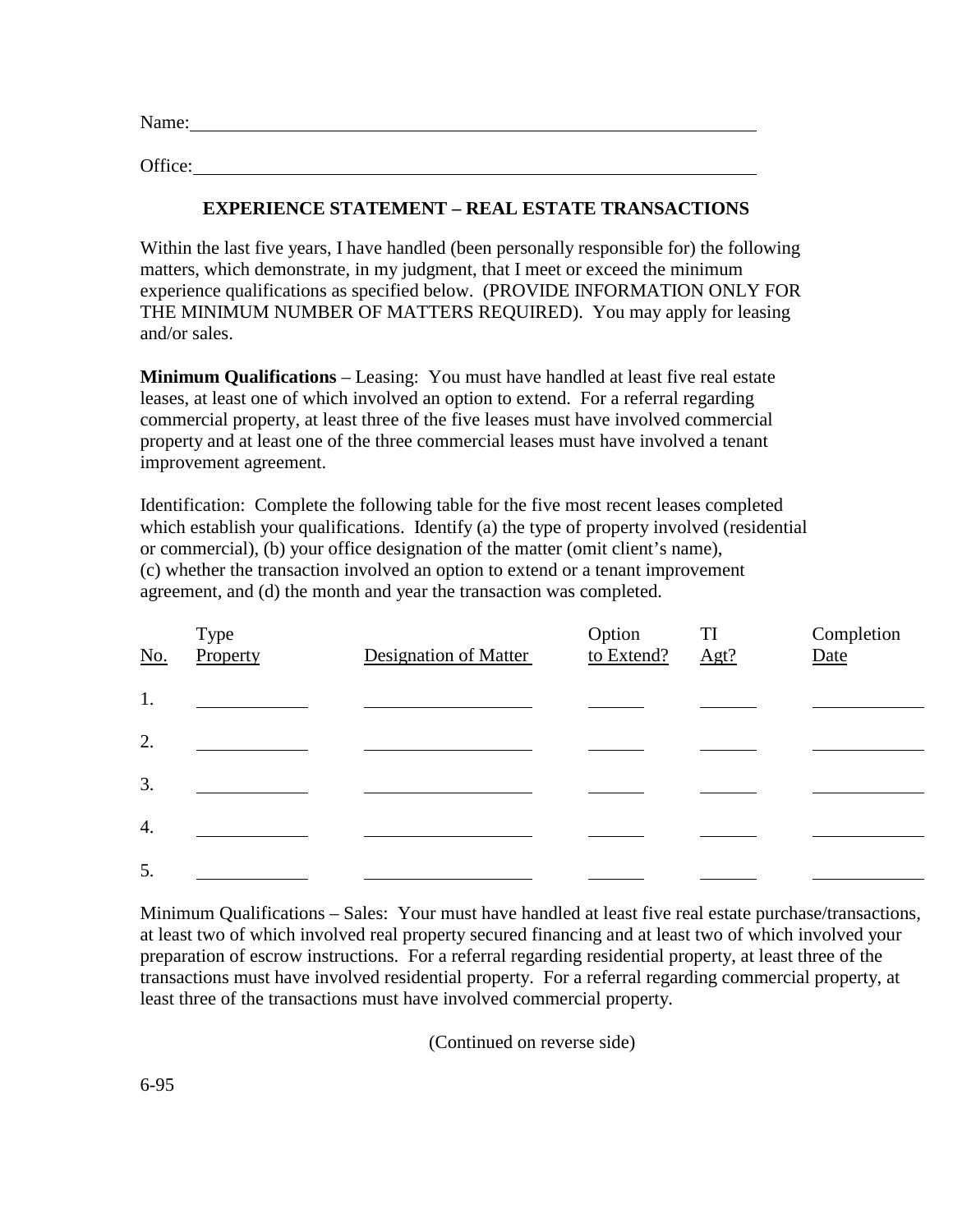Name: ____________________________________________

Office: ____________________________________________

## EXPERIENCE STATEMENT – REAL ESTATE TRANSACTIONS

Within the last five years, I have handled (been personally responsible for) the following matters, which demonstrate, in my judgment, that I meet or exceed the minimum experience qualifications as specified below. (PROVIDE INFORMATION ONLY FOR THE MINIMUM NUMBER OF MATTERS REQUIRED). You may apply for leasing and/or sales.

**Minimum Qualifications** – Leasing: You must have handled at least five real estate leases, at least one of which involved an option to extend. For a referral regarding commercial property, at least three of the five leases must have involved commercial property and at least one of the three commercial leases must have involved a tenant improvement agreement.

Identification: Complete the following table for the five most recent leases completed which establish your qualifications. Identify (a) the type of property involved (residential or commercial), (b) your office designation of the matter (omit client's name), (c) whether the transaction involved an option to extend or a tenant improvement agreement, and (d) the month and year the transaction was completed.

| No. | Type Property | Designation of Matter | Option to Extend? | TI Agt? | Completion Date |
|---|---|---|---|---|---|
| 1. | | | | | |
| 2. | | | | | |
| 3. | | | | | |
| 4. | | | | | |
| 5. | | | | | |

Minimum Qualifications – Sales: Your must have handled at least five real estate purchase/transactions, at least two of which involved real property secured financing and at least two of which involved your preparation of escrow instructions. For a referral regarding residential property, at least three of the transactions must have involved residential property. For a referral regarding commercial property, at least three of the transactions must have involved commercial property.

(Continued on reverse side)

6-95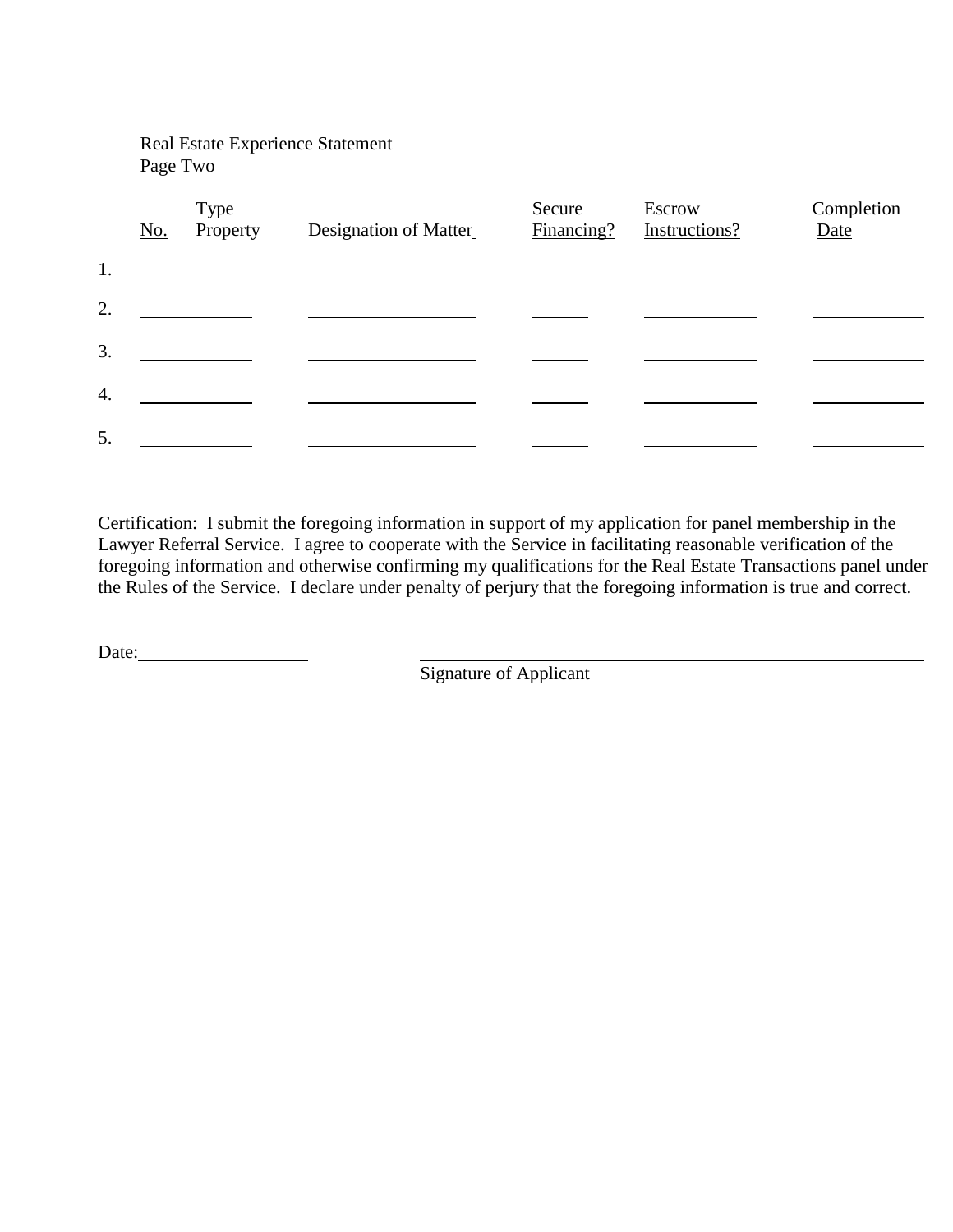Real Estate Experience Statement
Page Two

| No. | Type Property | Designation of Matter | Secure Financing? | Escrow Instructions? | Completion Date |
|---|---|---|---|---|---|
| 1. | | | | | |
| 2. | | | | | |
| 3. | | | | | |
| 4. | | | | | |
| 5. | | | | | |

Certification: I submit the foregoing information in support of my application for panel membership in the Lawyer Referral Service. I agree to cooperate with the Service in facilitating reasonable verification of the foregoing information and otherwise confirming my qualifications for the Real Estate Transactions panel under the Rules of the Service. I declare under penalty of perjury that the foregoing information is true and correct.

Date: ____________________

______________________________________________
Signature of Applicant